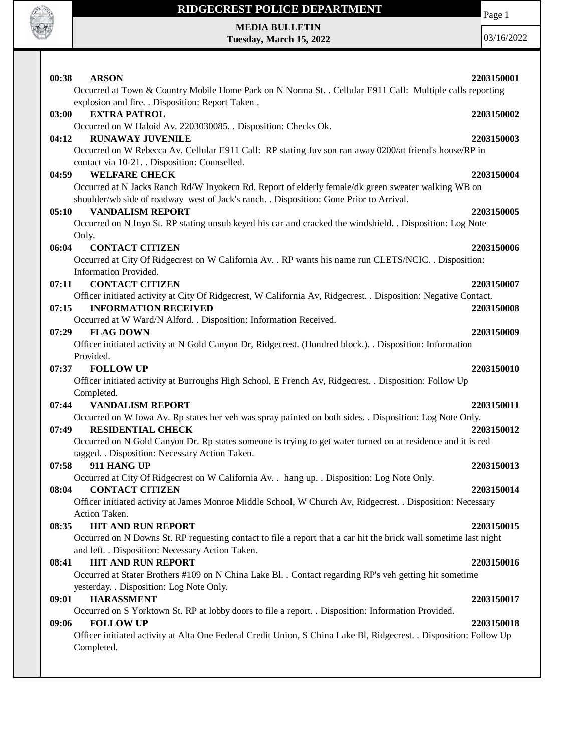# RIDGECREST POLICE DEPARTMENT

**MEDIA BULLETIN**
**Tuesday, March 15, 2022**

03/16/2022

**00:38 ARSON** **2203150001**
Occurred at Town & Country Mobile Home Park on N Norma St. . Cellular E911 Call: Multiple calls reporting explosion and fire. . Disposition: Report Taken .

**03:00 EXTRA PATROL** **2203150002**
Occurred on W Haloid Av. 2203030085. . Disposition: Checks Ok.

**04:12 RUNAWAY JUVENILE** **2203150003**
Occurred on W Rebecca Av. Cellular E911 Call: RP stating Juv son ran away 0200/at friend's house/RP in contact via 10-21. . Disposition: Counselled.

**04:59 WELFARE CHECK** **2203150004**
Occurred at N Jacks Ranch Rd/W Inyokern Rd. Report of elderly female/dk green sweater walking WB on shoulder/wb side of roadway west of Jack's ranch. . Disposition: Gone Prior to Arrival.

**05:10 VANDALISM REPORT** **2203150005**
Occurred on N Inyo St. RP stating unsub keyed his car and cracked the windshield. . Disposition: Log Note Only.

**06:04 CONTACT CITIZEN** **2203150006**
Occurred at City Of Ridgecrest on W California Av. . RP wants his name run CLETS/NCIC. . Disposition: Information Provided.

**07:11 CONTACT CITIZEN** **2203150007**
Officer initiated activity at City Of Ridgecrest, W California Av, Ridgecrest. . Disposition: Negative Contact.

**07:15 INFORMATION RECEIVED** **2203150008**
Occurred at W Ward/N Alford. . Disposition: Information Received.

**07:29 FLAG DOWN** **2203150009**
Officer initiated activity at N Gold Canyon Dr, Ridgecrest. (Hundred block.). . Disposition: Information Provided.

**07:37 FOLLOW UP** **2203150010**
Officer initiated activity at Burroughs High School, E French Av, Ridgecrest. . Disposition: Follow Up Completed.

**07:44 VANDALISM REPORT** **2203150011**
Occurred on W Iowa Av. Rp states her veh was spray painted on both sides. . Disposition: Log Note Only.

**07:49 RESIDENTIAL CHECK** **2203150012**
Occurred on N Gold Canyon Dr. Rp states someone is trying to get water turned on at residence and it is red tagged. . Disposition: Necessary Action Taken.

**07:58 911 HANG UP** **2203150013**
Occurred at City Of Ridgecrest on W California Av. . hang up. . Disposition: Log Note Only.

**08:04 CONTACT CITIZEN** **2203150014**
Officer initiated activity at James Monroe Middle School, W Church Av, Ridgecrest. . Disposition: Necessary Action Taken.

**08:35 HIT AND RUN REPORT** **2203150015**
Occurred on N Downs St. RP requesting contact to file a report that a car hit the brick wall sometime last night and left. . Disposition: Necessary Action Taken.

**08:41 HIT AND RUN REPORT** **2203150016**
Occurred at Stater Brothers #109 on N China Lake Bl. . Contact regarding RP's veh getting hit sometime yesterday. . Disposition: Log Note Only.

**09:01 HARASSMENT** **2203150017**
Occurred on S Yorktown St. RP at lobby doors to file a report. . Disposition: Information Provided.

**09:06 FOLLOW UP** **2203150018**
Officer initiated activity at Alta One Federal Credit Union, S China Lake Bl, Ridgecrest. . Disposition: Follow Up Completed.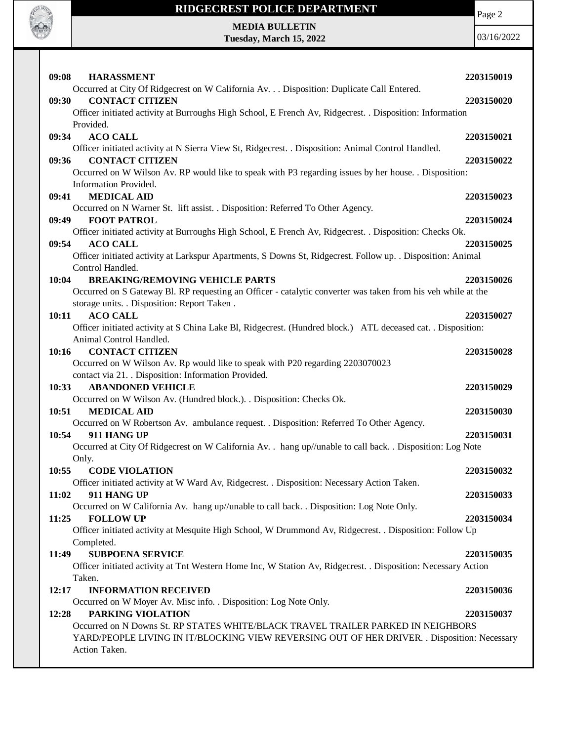**09:08 HARASSMENT** 2203150019

Occurred at City Of Ridgecrest on W California Av. . . Disposition: Duplicate Call Entered.

**09:30 CONTACT CITIZEN** 2203150020

Officer initiated activity at Burroughs High School, E French Av, Ridgecrest. . Disposition: Information Provided.

**09:34 ACO CALL** 2203150021

Officer initiated activity at N Sierra View St, Ridgecrest. . Disposition: Animal Control Handled.

**09:36 CONTACT CITIZEN** 2203150022

Occurred on W Wilson Av. RP would like to speak with P3 regarding issues by her house. . Disposition: Information Provided.

**09:41 MEDICAL AID** 2203150023

Occurred on N Warner St. lift assist. . Disposition: Referred To Other Agency.

**09:49 FOOT PATROL** 2203150024

Officer initiated activity at Burroughs High School, E French Av, Ridgecrest. . Disposition: Checks Ok.

**09:54 ACO CALL** 2203150025

Officer initiated activity at Larkspur Apartments, S Downs St, Ridgecrest. Follow up. . Disposition: Animal Control Handled.

**10:04 BREAKING/REMOVING VEHICLE PARTS** 2203150026

Occurred on S Gateway Bl. RP requesting an Officer - catalytic converter was taken from his veh while at the storage units. . Disposition: Report Taken .

**10:11 ACO CALL** 2203150027

Officer initiated activity at S China Lake Bl, Ridgecrest. (Hundred block.) ATL deceased cat. . Disposition: Animal Control Handled.

**10:16 CONTACT CITIZEN** 2203150028

Occurred on W Wilson Av. Rp would like to speak with P20 regarding 2203070023 contact via 21. . Disposition: Information Provided.

**10:33 ABANDONED VEHICLE** 2203150029

Occurred on W Wilson Av. (Hundred block.). . Disposition: Checks Ok.

**10:51 MEDICAL AID** 2203150030

Occurred on W Robertson Av. ambulance request. . Disposition: Referred To Other Agency.

**10:54 911 HANG UP** 2203150031

Occurred at City Of Ridgecrest on W California Av. . hang up//unable to call back. . Disposition: Log Note Only.

**10:55 CODE VIOLATION** 2203150032

Officer initiated activity at W Ward Av, Ridgecrest. . Disposition: Necessary Action Taken.

**11:02 911 HANG UP** 2203150033

Occurred on W California Av. hang up//unable to call back. . Disposition: Log Note Only.

**11:25 FOLLOW UP** 2203150034

Officer initiated activity at Mesquite High School, W Drummond Av, Ridgecrest. . Disposition: Follow Up Completed.

**11:49 SUBPOENA SERVICE** 2203150035

Officer initiated activity at Tnt Western Home Inc, W Station Av, Ridgecrest. . Disposition: Necessary Action Taken.

**12:17 INFORMATION RECEIVED** 2203150036

Occurred on W Moyer Av. Misc info. . Disposition: Log Note Only.

**12:28 PARKING VIOLATION** 2203150037

Occurred on N Downs St. RP STATES WHITE/BLACK TRAVEL TRAILER PARKED IN NEIGHBORS YARD/PEOPLE LIVING IN IT/BLOCKING VIEW REVERSING OUT OF HER DRIVER. . Disposition: Necessary Action Taken.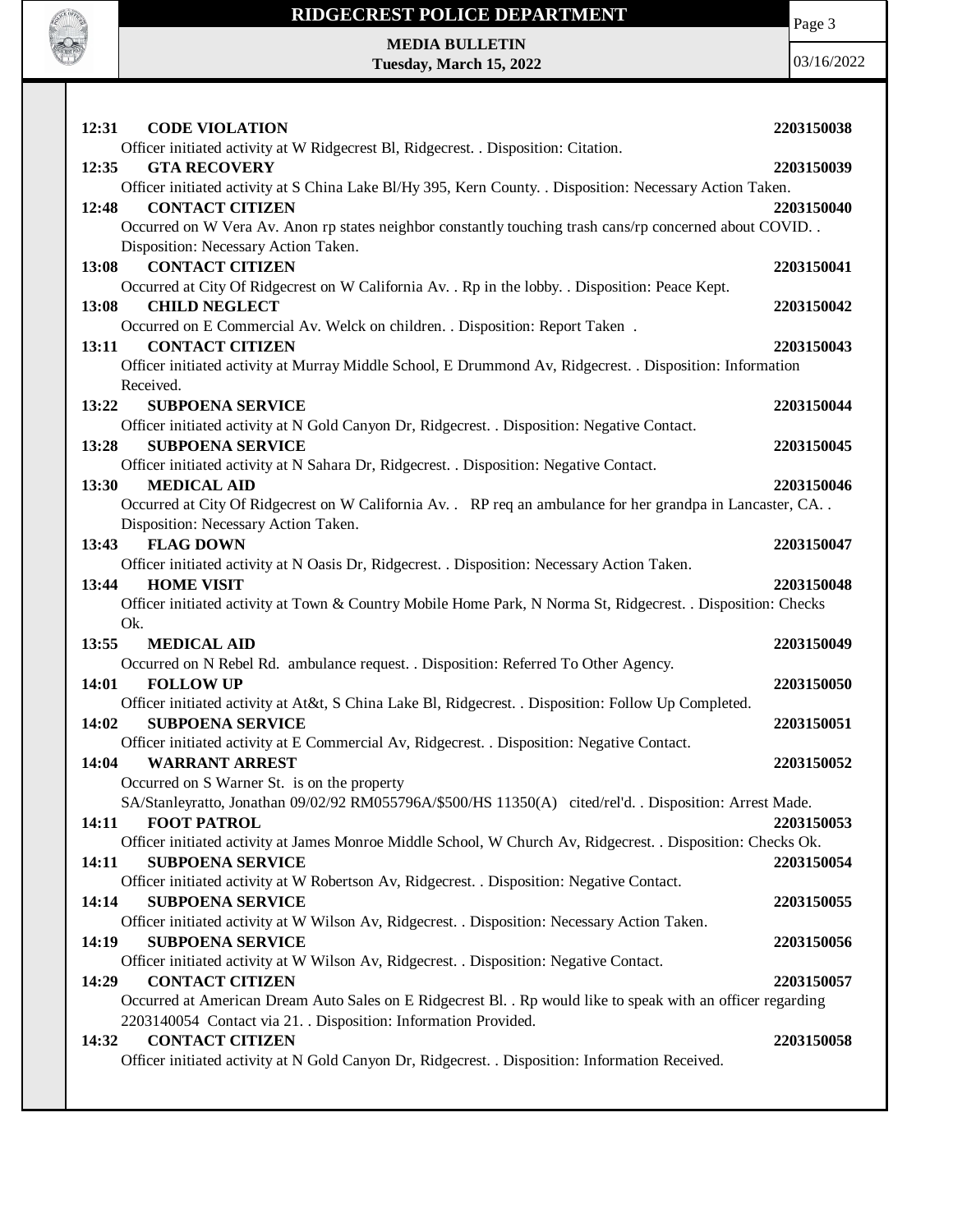**12:31 CODE VIOLATION** **2203150038**
Officer initiated activity at W Ridgecrest Bl, Ridgecrest. . Disposition: Citation.

**12:35 GTA RECOVERY** **2203150039**
Officer initiated activity at S China Lake Bl/Hy 395, Kern County. . Disposition: Necessary Action Taken.

**12:48 CONTACT CITIZEN** **2203150040**
Occurred on W Vera Av. Anon rp states neighbor constantly touching trash cans/rp concerned about COVID. . Disposition: Necessary Action Taken.

**13:08 CONTACT CITIZEN** **2203150041**
Occurred at City Of Ridgecrest on W California Av. . Rp in the lobby. . Disposition: Peace Kept.

**13:08 CHILD NEGLECT** **2203150042**
Occurred on E Commercial Av. Welck on children. . Disposition: Report Taken .

**13:11 CONTACT CITIZEN** **2203150043**
Officer initiated activity at Murray Middle School, E Drummond Av, Ridgecrest. . Disposition: Information Received.

**13:22 SUBPOENA SERVICE** **2203150044**
Officer initiated activity at N Gold Canyon Dr, Ridgecrest. . Disposition: Negative Contact.

**13:28 SUBPOENA SERVICE** **2203150045**
Officer initiated activity at N Sahara Dr, Ridgecrest. . Disposition: Negative Contact.

**13:30 MEDICAL AID** **2203150046**
Occurred at City Of Ridgecrest on W California Av. . RP req an ambulance for her grandpa in Lancaster, CA. . Disposition: Necessary Action Taken.

**13:43 FLAG DOWN** **2203150047**
Officer initiated activity at N Oasis Dr, Ridgecrest. . Disposition: Necessary Action Taken.

**13:44 HOME VISIT** **2203150048**
Officer initiated activity at Town & Country Mobile Home Park, N Norma St, Ridgecrest. . Disposition: Checks Ok.

**13:55 MEDICAL AID** **2203150049**
Occurred on N Rebel Rd. ambulance request. . Disposition: Referred To Other Agency.

**14:01 FOLLOW UP** **2203150050**
Officer initiated activity at At&t, S China Lake Bl, Ridgecrest. . Disposition: Follow Up Completed.

**14:02 SUBPOENA SERVICE** **2203150051**
Officer initiated activity at E Commercial Av, Ridgecrest. . Disposition: Negative Contact.

**14:04 WARRANT ARREST** **2203150052**
Occurred on S Warner St. is on the property
SA/Stanleyratto, Jonathan 09/02/92 RM055796A/$500/HS 11350(A) cited/rel'd. . Disposition: Arrest Made.

**14:11 FOOT PATROL** **2203150053**
Officer initiated activity at James Monroe Middle School, W Church Av, Ridgecrest. . Disposition: Checks Ok.

**14:11 SUBPOENA SERVICE** **2203150054**
Officer initiated activity at W Robertson Av, Ridgecrest. . Disposition: Negative Contact.

**14:14 SUBPOENA SERVICE** **2203150055**
Officer initiated activity at W Wilson Av, Ridgecrest. . Disposition: Necessary Action Taken.

**14:19 SUBPOENA SERVICE** **2203150056**
Officer initiated activity at W Wilson Av, Ridgecrest. . Disposition: Negative Contact.

**14:29 CONTACT CITIZEN** **2203150057**
Occurred at American Dream Auto Sales on E Ridgecrest Bl. . Rp would like to speak with an officer regarding 2203140054 Contact via 21. . Disposition: Information Provided.

**14:32 CONTACT CITIZEN** **2203150058**
Officer initiated activity at N Gold Canyon Dr, Ridgecrest. . Disposition: Information Received.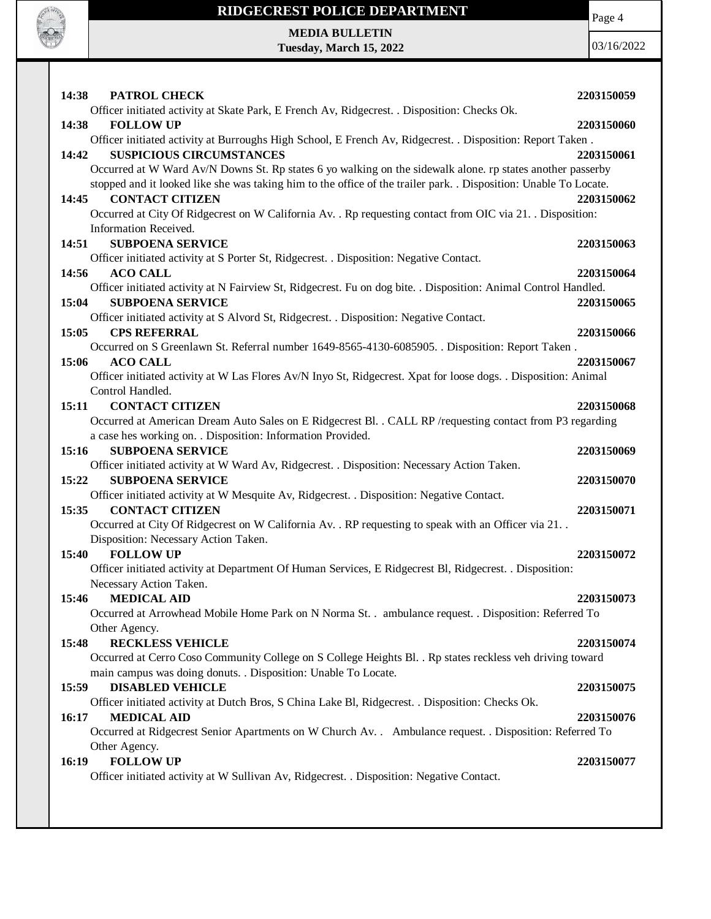**14:38 PATROL CHECK** **2203150059**
Officer initiated activity at Skate Park, E French Av, Ridgecrest. . Disposition: Checks Ok.

**14:38 FOLLOW UP** **2203150060**
Officer initiated activity at Burroughs High School, E French Av, Ridgecrest. . Disposition: Report Taken .

**14:42 SUSPICIOUS CIRCUMSTANCES** **2203150061**
Occurred at W Ward Av/N Downs St. Rp states 6 yo walking on the sidewalk alone. rp states another passerby stopped and it looked like she was taking him to the office of the trailer park. . Disposition: Unable To Locate.

**14:45 CONTACT CITIZEN** **2203150062**
Occurred at City Of Ridgecrest on W California Av. . Rp requesting contact from OIC via 21. . Disposition: Information Received.

**14:51 SUBPOENA SERVICE** **2203150063**
Officer initiated activity at S Porter St, Ridgecrest. . Disposition: Negative Contact.

**14:56 ACO CALL** **2203150064**
Officer initiated activity at N Fairview St, Ridgecrest. Fu on dog bite. . Disposition: Animal Control Handled.

**15:04 SUBPOENA SERVICE** **2203150065**
Officer initiated activity at S Alvord St, Ridgecrest. . Disposition: Negative Contact.

**15:05 CPS REFERRAL** **2203150066**
Occurred on S Greenlawn St. Referral number 1649-8565-4130-6085905. . Disposition: Report Taken .

**15:06 ACO CALL** **2203150067**
Officer initiated activity at W Las Flores Av/N Inyo St, Ridgecrest. Xpat for loose dogs. . Disposition: Animal Control Handled.

**15:11 CONTACT CITIZEN** **2203150068**
Occurred at American Dream Auto Sales on E Ridgecrest Bl. . CALL RP /requesting contact from P3 regarding a case hes working on. . Disposition: Information Provided.

**15:16 SUBPOENA SERVICE** **2203150069**
Officer initiated activity at W Ward Av, Ridgecrest. . Disposition: Necessary Action Taken.

**15:22 SUBPOENA SERVICE** **2203150070**
Officer initiated activity at W Mesquite Av, Ridgecrest. . Disposition: Negative Contact.

**15:35 CONTACT CITIZEN** **2203150071**
Occurred at City Of Ridgecrest on W California Av. . RP requesting to speak with an Officer via 21. . Disposition: Necessary Action Taken.

**15:40 FOLLOW UP** **2203150072**
Officer initiated activity at Department Of Human Services, E Ridgecrest Bl, Ridgecrest. . Disposition: Necessary Action Taken.

**15:46 MEDICAL AID** **2203150073**
Occurred at Arrowhead Mobile Home Park on N Norma St. . ambulance request. . Disposition: Referred To Other Agency.

**15:48 RECKLESS VEHICLE** **2203150074**
Occurred at Cerro Coso Community College on S College Heights Bl. . Rp states reckless veh driving toward main campus was doing donuts. . Disposition: Unable To Locate.

**15:59 DISABLED VEHICLE** **2203150075**
Officer initiated activity at Dutch Bros, S China Lake Bl, Ridgecrest. . Disposition: Checks Ok.

**16:17 MEDICAL AID** **2203150076**
Occurred at Ridgecrest Senior Apartments on W Church Av. . Ambulance request. . Disposition: Referred To Other Agency.

**16:19 FOLLOW UP** **2203150077**
Officer initiated activity at W Sullivan Av, Ridgecrest. . Disposition: Negative Contact.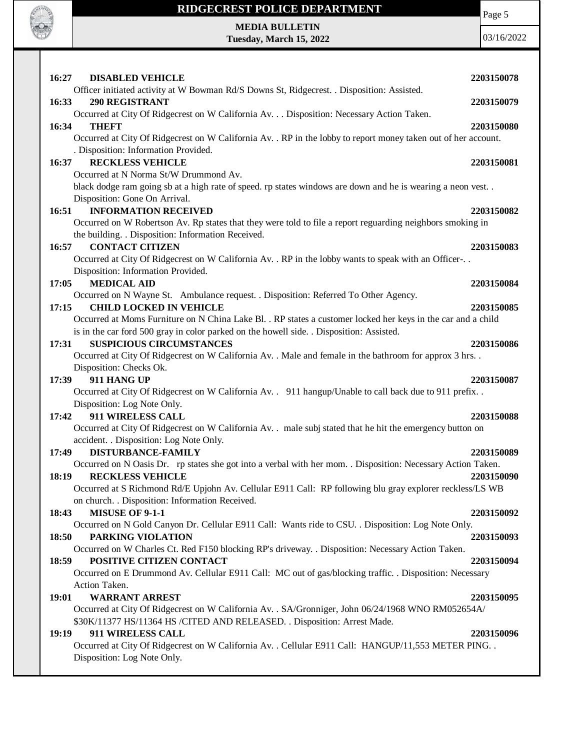**16:27 DISABLED VEHICLE** **2203150078**
Officer initiated activity at W Bowman Rd/S Downs St, Ridgecrest. . Disposition: Assisted.

**16:33 290 REGISTRANT** **2203150079**
Occurred at City Of Ridgecrest on W California Av. . . Disposition: Necessary Action Taken.

**16:34 THEFT** **2203150080**
Occurred at City Of Ridgecrest on W California Av. . RP in the lobby to report money taken out of her account. . Disposition: Information Provided.

**16:37 RECKLESS VEHICLE** **2203150081**
Occurred at N Norma St/W Drummond Av.
black dodge ram going sb at a high rate of speed. rp states windows are down and he is wearing a neon vest. . Disposition: Gone On Arrival.

**16:51 INFORMATION RECEIVED** **2203150082**
Occurred on W Robertson Av. Rp states that they were told to file a report reguarding neighbors smoking in the building. . Disposition: Information Received.

**16:57 CONTACT CITIZEN** **2203150083**
Occurred at City Of Ridgecrest on W California Av. . RP in the lobby wants to speak with an Officer-. . Disposition: Information Provided.

**17:05 MEDICAL AID** **2203150084**
Occurred on N Wayne St. Ambulance request. . Disposition: Referred To Other Agency.

**17:15 CHILD LOCKED IN VEHICLE** **2203150085**
Occurred at Moms Furniture on N China Lake Bl. . RP states a customer locked her keys in the car and a child is in the car ford 500 gray in color parked on the howell side. . Disposition: Assisted.

**17:31 SUSPICIOUS CIRCUMSTANCES** **2203150086**
Occurred at City Of Ridgecrest on W California Av. . Male and female in the bathroom for approx 3 hrs. . Disposition: Checks Ok.

**17:39 911 HANG UP** **2203150087**
Occurred at City Of Ridgecrest on W California Av. . 911 hangup/Unable to call back due to 911 prefix. . Disposition: Log Note Only.

**17:42 911 WIRELESS CALL** **2203150088**
Occurred at City Of Ridgecrest on W California Av. . male subj stated that he hit the emergency button on accident. . Disposition: Log Note Only.

**17:49 DISTURBANCE-FAMILY** **2203150089**
Occurred on N Oasis Dr. rp states she got into a verbal with her mom. . Disposition: Necessary Action Taken.

**18:19 RECKLESS VEHICLE** **2203150090**
Occurred at S Richmond Rd/E Upjohn Av. Cellular E911 Call: RP following blu gray explorer reckless/LS WB on church. . Disposition: Information Received.

**18:43 MISUSE OF 9-1-1** **2203150092**
Occurred on N Gold Canyon Dr. Cellular E911 Call: Wants ride to CSU. . Disposition: Log Note Only.

**18:50 PARKING VIOLATION** **2203150093**
Occurred on W Charles Ct. Red F150 blocking RP's driveway. . Disposition: Necessary Action Taken.

**18:59 POSITIVE CITIZEN CONTACT** **2203150094**
Occurred on E Drummond Av. Cellular E911 Call: MC out of gas/blocking traffic. . Disposition: Necessary Action Taken.

**19:01 WARRANT ARREST** **2203150095**
Occurred at City Of Ridgecrest on W California Av. . SA/Gronniger, John 06/24/1968 WNO RM052654A/ $30K/11377 HS/11364 HS /CITED AND RELEASED. . Disposition: Arrest Made.

**19:19 911 WIRELESS CALL** **2203150096**
Occurred at City Of Ridgecrest on W California Av. . Cellular E911 Call: HANGUP/11,553 METER PING. . Disposition: Log Note Only.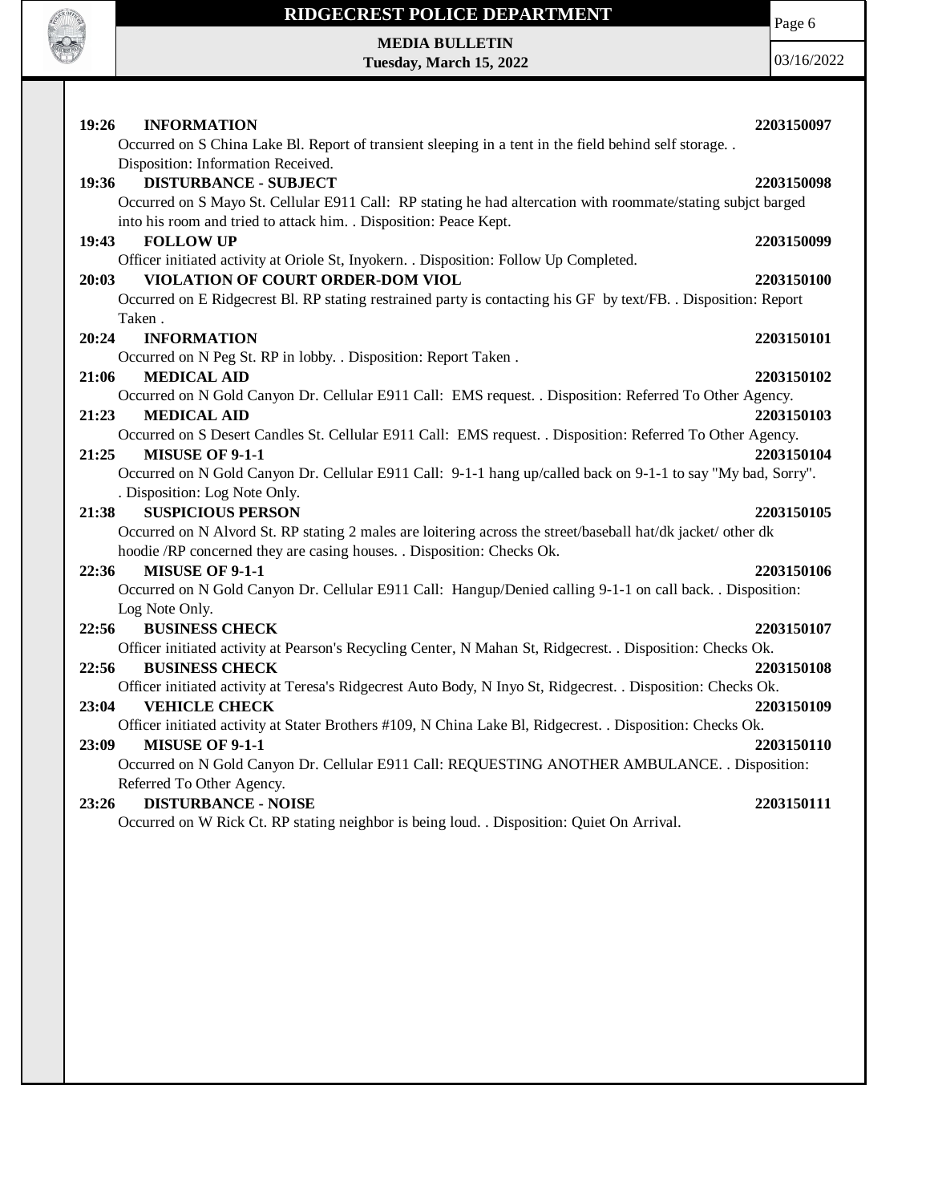**19:26 INFORMATION 2203150097**

Occurred on S China Lake Bl. Report of transient sleeping in a tent in the field behind self storage. . Disposition: Information Received.

**19:36 DISTURBANCE - SUBJECT 2203150098**

Occurred on S Mayo St. Cellular E911 Call: RP stating he had altercation with roommate/stating subjct barged into his room and tried to attack him. . Disposition: Peace Kept.

**19:43 FOLLOW UP 2203150099**

Officer initiated activity at Oriole St, Inyokern. . Disposition: Follow Up Completed.

**20:03 VIOLATION OF COURT ORDER-DOM VIOL 2203150100**

Occurred on E Ridgecrest Bl. RP stating restrained party is contacting his GF by text/FB. . Disposition: Report Taken .

**20:24 INFORMATION 2203150101**

Occurred on N Peg St. RP in lobby. . Disposition: Report Taken .

**21:06 MEDICAL AID 2203150102**

Occurred on N Gold Canyon Dr. Cellular E911 Call: EMS request. . Disposition: Referred To Other Agency.

**21:23 MEDICAL AID 2203150103**

Occurred on S Desert Candles St. Cellular E911 Call: EMS request. . Disposition: Referred To Other Agency.

**21:25 MISUSE OF 9-1-1 2203150104**

Occurred on N Gold Canyon Dr. Cellular E911 Call: 9-1-1 hang up/called back on 9-1-1 to say "My bad, Sorry". . Disposition: Log Note Only.

**21:38 SUSPICIOUS PERSON 2203150105**

Occurred on N Alvord St. RP stating 2 males are loitering across the street/baseball hat/dk jacket/ other dk hoodie /RP concerned they are casing houses. . Disposition: Checks Ok.

**22:36 MISUSE OF 9-1-1 2203150106**

Occurred on N Gold Canyon Dr. Cellular E911 Call: Hangup/Denied calling 9-1-1 on call back. . Disposition: Log Note Only.

**22:56 BUSINESS CHECK 2203150107**

Officer initiated activity at Pearson's Recycling Center, N Mahan St, Ridgecrest. . Disposition: Checks Ok.

**22:56 BUSINESS CHECK 2203150108**

Officer initiated activity at Teresa's Ridgecrest Auto Body, N Inyo St, Ridgecrest. . Disposition: Checks Ok.

**23:04 VEHICLE CHECK 2203150109**

Officer initiated activity at Stater Brothers #109, N China Lake Bl, Ridgecrest. . Disposition: Checks Ok.

**23:09 MISUSE OF 9-1-1 2203150110**

Occurred on N Gold Canyon Dr. Cellular E911 Call: REQUESTING ANOTHER AMBULANCE. . Disposition: Referred To Other Agency.

**23:26 DISTURBANCE - NOISE 2203150111**

Occurred on W Rick Ct. RP stating neighbor is being loud. . Disposition: Quiet On Arrival.